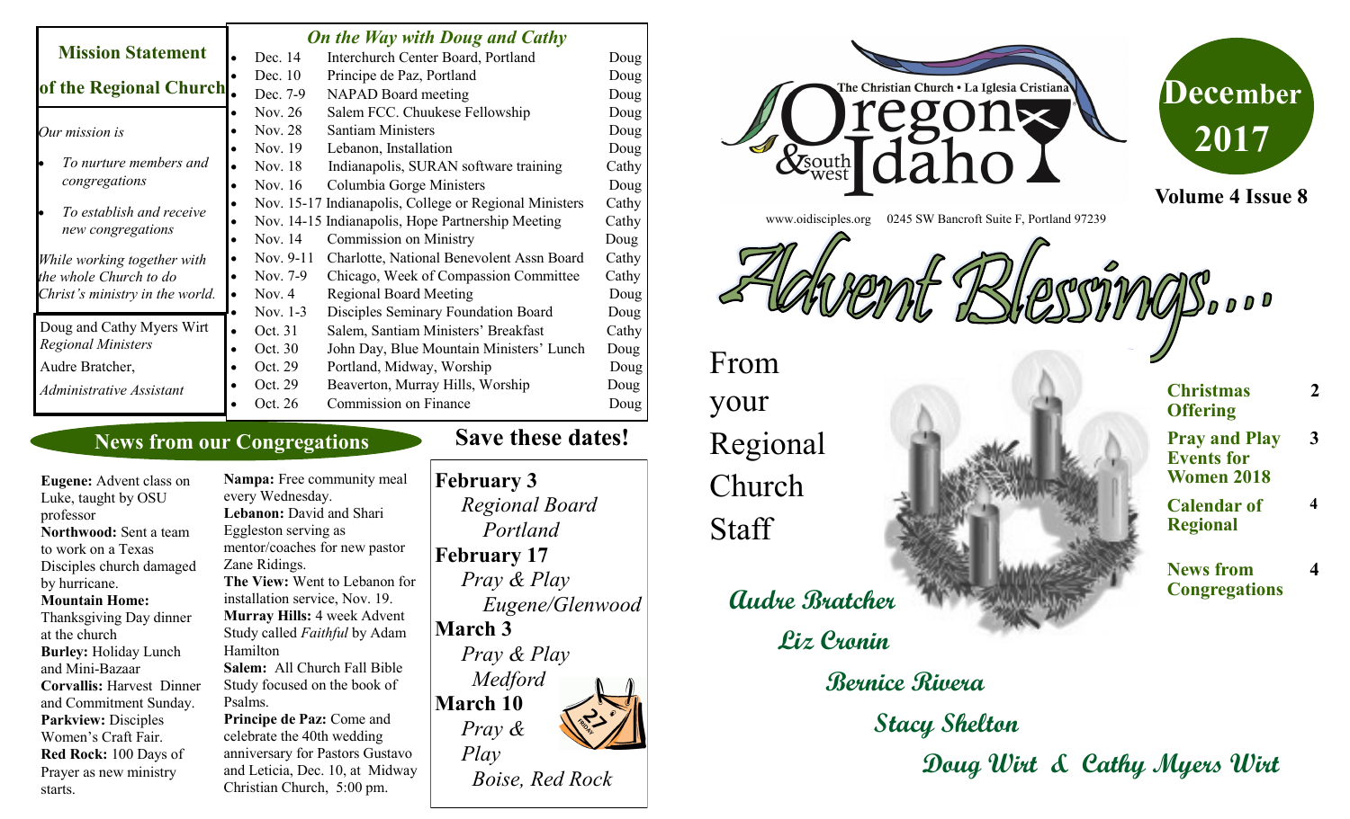## Mission Statement of the Regional Church

*Our mission is*

- *To nurture members and congregations*
- *To establish and receive new congregations*

*While working together with the whole Church to do Christ's ministry in the world.*

Doug and Cathy Myers Wirt
*Regional Ministers*

Audre Bratcher,
*Administrative Assistant*

## *On the Way with Doug and Cathy*

| Date | Event | Who |
|---|---|---|
| Dec. 14 | Interchurch Center Board, Portland | Doug |
| Dec. 10 | Principe de Paz, Portland | Doug |
| Dec. 7-9 | NAPAD Board meeting | Doug |
| Nov. 26 | Salem FCC. Chuukese Fellowship | Doug |
| Nov. 28 | Santiam Ministers | Doug |
| Nov. 19 | Lebanon, Installation | Doug |
| Nov. 18 | Indianapolis, SURAN software training | Cathy |
| Nov. 16 | Columbia Gorge Ministers | Doug |
| Nov. 15-17 | Indianapolis, College or Regional Ministers | Cathy |
| Nov. 14-15 | Indianapolis, Hope Partnership Meeting | Cathy |
| Nov. 14 | Commission on Ministry | Doug |
| Nov. 9-11 | Charlotte, National Benevolent Assn Board | Cathy |
| Nov. 7-9 | Chicago, Week of Compassion Committee | Cathy |
| Nov. 4 | Regional Board Meeting | Doug |
| Nov. 1-3 | Disciples Seminary Foundation Board | Doug |
| Oct. 31 | Salem, Santiam Ministers' Breakfast | Cathy |
| Oct. 30 | John Day, Blue Mountain Ministers' Lunch | Doug |
| Oct. 29 | Portland, Midway, Worship | Doug |
| Oct. 29 | Beaverton, Murray Hills, Worship | Doug |
| Oct. 26 | Commission on Finance | Doug |

## News from our Congregations

**Eugene:** Advent class on Luke, taught by OSU professor

**Northwood:** Sent a team to work on a Texas Disciples church damaged by hurricane.

**Mountain Home:** Thanksgiving Day dinner at the church

**Burley:** Holiday Lunch and Mini-Bazaar

**Corvallis:** Harvest Dinner and Commitment Sunday.

**Parkview:** Disciples Women's Craft Fair.

**Red Rock:** 100 Days of Prayer as new ministry starts.

**Nampa:** Free community meal every Wednesday.

**Lebanon:** David and Shari Eggleston serving as mentor/coaches for new pastor Zane Ridings.

**The View:** Went to Lebanon for installation service, Nov. 19.

**Murray Hills:** 4 week Advent Study called *Faithful* by Adam Hamilton

**Salem:** All Church Fall Bible Study focused on the book of Psalms.

**Principe de Paz:** Come and celebrate the 40th wedding anniversary for Pastors Gustavo and Leticia, Dec. 10, at Midway Christian Church, 5:00 pm.

## Save these dates!

**February 3**
*Regional Board*
*Portland*

**February 17**
*Pray & Play*
*Eugene/Glenwood*

**March 3**
*Pray & Play*
*Medford*

**March 10**
*Pray & Play*
*Boise, Red Rock*

The Christian Church • La Iglesia Cristiana
# Oregon & southwest Idaho

www.oidisciples.org 0245 SW Bancroft Suite F, Portland 97239

**December 2017**

**Volume 4 Issue 8**

# Advent Blessings....

From your Regional Church Staff

**Audre Bratcher**

**Liz Cronin**

**Bernice Rivera**

**Stacy Shelton**

**Doug Wirt & Cathy Myers Wirt**

| | |
|---|---|
| **Christmas Offering** | **2** |
| **Pray and Play Events for Women 2018** | **3** |
| **Calendar of Regional** | **4** |
| **News from Congregations** | **4** |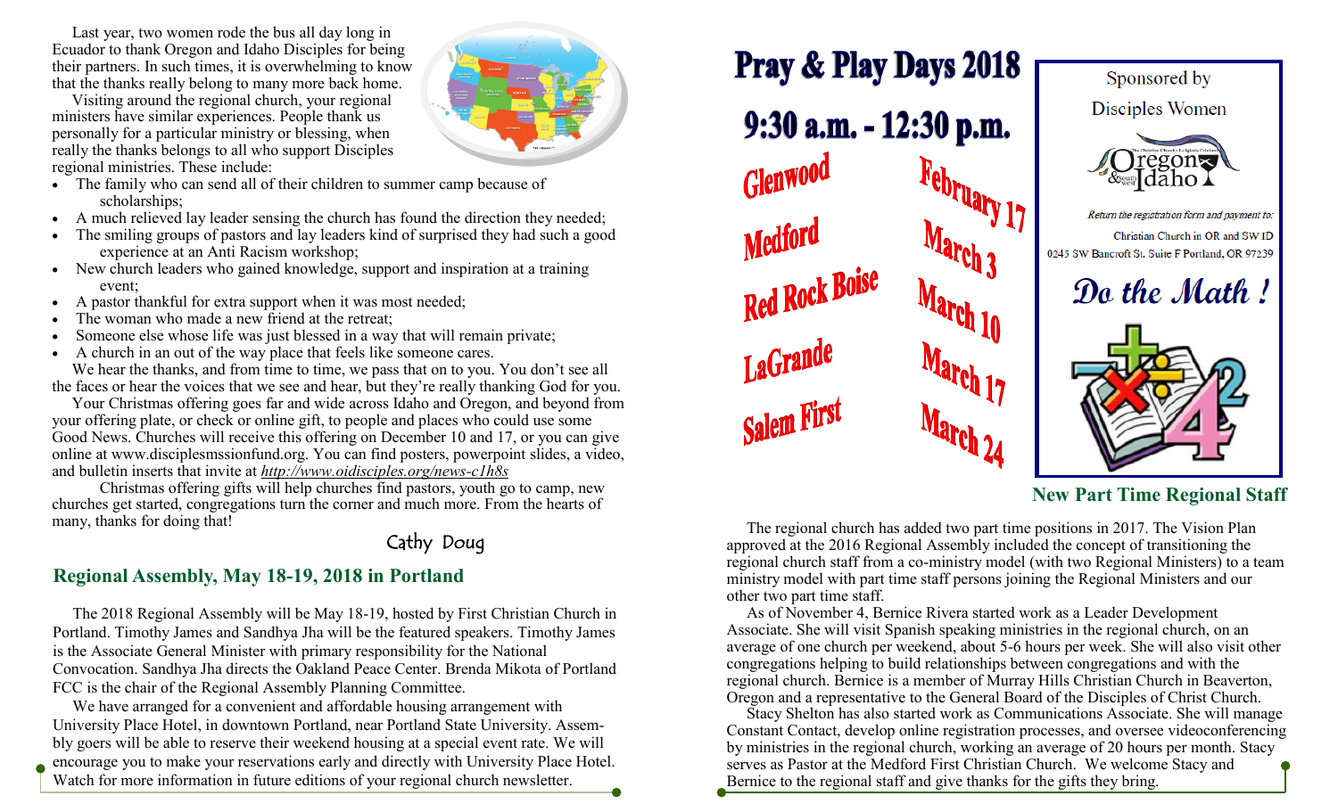Last year, two women rode the bus all day long in Ecuador to thank Oregon and Idaho Disciples for being their partners. In such times, it is overwhelming to know that the thanks really belong to many more back home.

Visiting around the regional church, your regional ministers have similar experiences. People thank us personally for a particular ministry or blessing, when really the thanks belongs to all who support Disciples regional ministries. These include:

- The family who can send all of their children to summer camp because of scholarships;
- A much relieved lay leader sensing the church has found the direction they needed;
- The smiling groups of pastors and lay leaders kind of surprised they had such a good experience at an Anti Racism workshop;
- New church leaders who gained knowledge, support and inspiration at a training event;
- A pastor thankful for extra support when it was most needed;
- The woman who made a new friend at the retreat;
- Someone else whose life was just blessed in a way that will remain private;
- A church in an out of the way place that feels like someone cares.

We hear the thanks, and from time to time, we pass that on to you. You don't see all the faces or hear the voices that we see and hear, but they're really thanking God for you.

Your Christmas offering goes far and wide across Idaho and Oregon, and beyond from your offering plate, or check or online gift, to people and places who could use some Good News. Churches will receive this offering on December 10 and 17, or you can give online at www.disciplesmssionfund.org. You can find posters, powerpoint slides, a video, and bulletin inserts that invite at *http://www.oidisciples.org/news-c1h8s*

Christmas offering gifts will help churches find pastors, youth go to camp, new churches get started, congregations turn the corner and much more. From the hearts of many, thanks for doing that!

Cathy Doug

## Regional Assembly, May 18-19, 2018 in Portland

The 2018 Regional Assembly will be May 18-19, hosted by First Christian Church in Portland. Timothy James and Sandhya Jha will be the featured speakers. Timothy James is the Associate General Minister with primary responsibility for the National Convocation. Sandhya Jha directs the Oakland Peace Center. Brenda Mikota of Portland FCC is the chair of the Regional Assembly Planning Committee.

We have arranged for a convenient and affordable housing arrangement with University Place Hotel, in downtown Portland, near Portland State University. Assembly goers will be able to reserve their weekend housing at a special event rate. We will encourage you to make your reservations early and directly with University Place Hotel. Watch for more information in future editions of your regional church newsletter.

## Pray & Play Days 2018

## 9:30 a.m. - 12:30 p.m.

| | |
|---|---|
| Glenwood | February 17 |
| Medford | March 3 |
| Red Rock Boise | March 10 |
| LaGrande | March 17 |
| Salem First | March 24 |

Sponsored by Disciples Women

*Return the registration form and payment to:*

Christian Church in OR and SW ID
0245 SW Bancroft St. Suite F Portland, OR 97239

**Do the Math !**

## New Part Time Regional Staff

The regional church has added two part time positions in 2017. The Vision Plan approved at the 2016 Regional Assembly included the concept of transitioning the regional church staff from a co-ministry model (with two Regional Ministers) to a team ministry model with part time staff persons joining the Regional Ministers and our other two part time staff.

As of November 4, Bernice Rivera started work as a Leader Development Associate. She will visit Spanish speaking ministries in the regional church, on an average of one church per weekend, about 5-6 hours per week. She will also visit other congregations helping to build relationships between congregations and with the regional church. Bernice is a member of Murray Hills Christian Church in Beaverton, Oregon and a representative to the General Board of the Disciples of Christ Church.

Stacy Shelton has also started work as Communications Associate. She will manage Constant Contact, develop online registration processes, and oversee videoconferencing by ministries in the regional church, working an average of 20 hours per month. Stacy serves as Pastor at the Medford First Christian Church. We welcome Stacy and Bernice to the regional staff and give thanks for the gifts they bring.